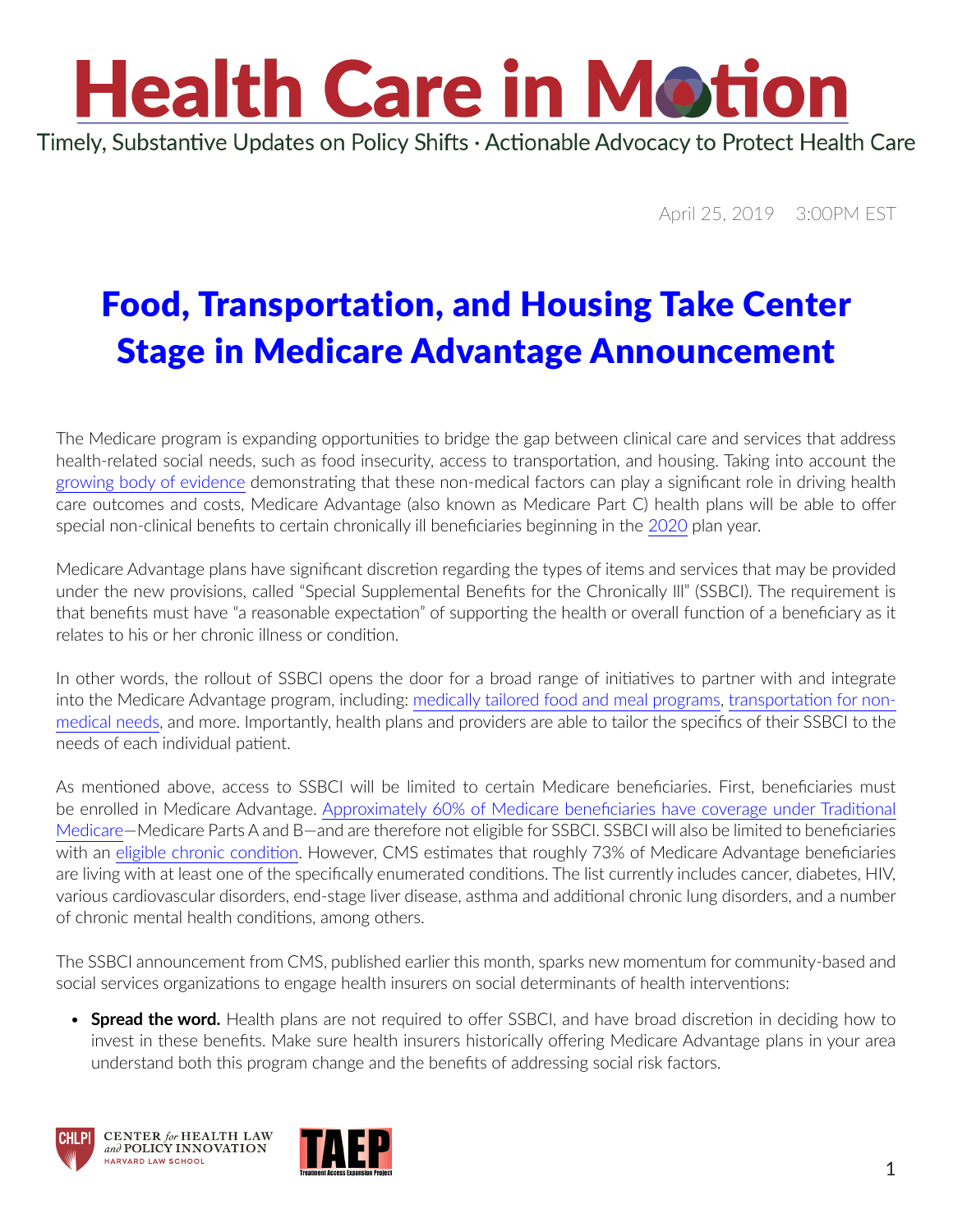# Health Care in Motion

Timely, Substantive Updates on Policy Shifts · Actionable Advocacy to Protect Health Care

April 25, 2019 3:00PM EST

## Food, Transportation, and Housing Take Center Stage in Medicare Advantage Announcement

The Medicare program is expanding opportunities to bridge the gap between clinical care and services that address health-related social needs, such as food insecurity, access to transportation, and housing. Taking into account the growing body of evidence demonstrating that these non-medical factors can play a significant role in driving health care outcomes and costs, Medicare Advantage (also known as Medicare Part C) health plans will be able to offer special non-clinical benefits to certain chronically ill beneficiaries beginning in the 2020 plan year.

Medicare Advantage plans have significant discretion regarding the types of items and services that may be provided under the new provisions, called "Special Supplemental Benefits for the Chronically Ill" (SSBCI). The requirement is that benefits must have "a reasonable expectation" of supporting the health or overall function of a beneficiary as it relates to his or her chronic illness or condition.

In other words, the rollout of SSBCI opens the door for a broad range of initiatives to partner with and integrate into the Medicare Advantage program, including: medically tailored food and meal programs, transportation for non-medical needs, and more. Importantly, health plans and providers are able to tailor the specifics of their SSBCI to the needs of each individual patient.

As mentioned above, access to SSBCI will be limited to certain Medicare beneficiaries. First, beneficiaries must be enrolled in Medicare Advantage. Approximately 60% of Medicare beneficiaries have coverage under Traditional Medicare—Medicare Parts A and B—and are therefore not eligible for SSBCI. SSBCI will also be limited to beneficiaries with an eligible chronic condition. However, CMS estimates that roughly 73% of Medicare Advantage beneficiaries are living with at least one of the specifically enumerated conditions. The list currently includes cancer, diabetes, HIV, various cardiovascular disorders, end-stage liver disease, asthma and additional chronic lung disorders, and a number of chronic mental health conditions, among others.

The SSBCI announcement from CMS, published earlier this month, sparks new momentum for community-based and social services organizations to engage health insurers on social determinants of health interventions:

- **Spread the word.** Health plans are not required to offer SSBCI, and have broad discretion in deciding how to invest in these benefits. Make sure health insurers historically offering Medicare Advantage plans in your area understand both this program change and the benefits of addressing social risk factors.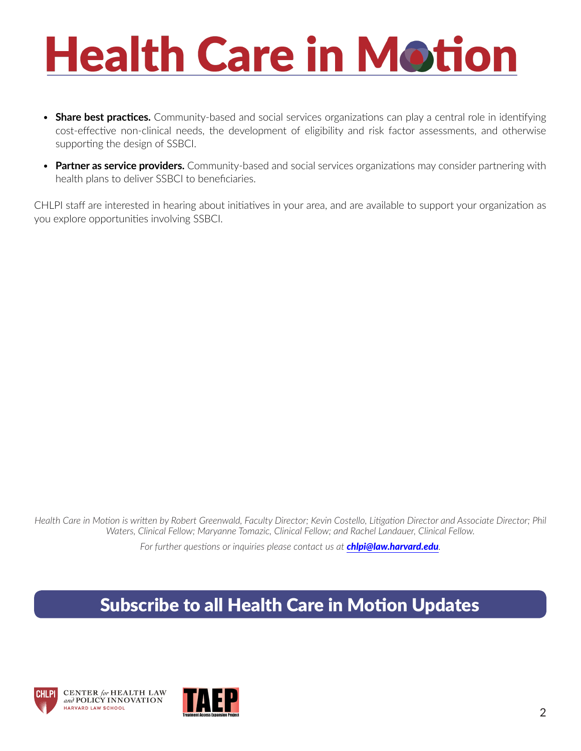# Health Care in Motion

- **Share best practices.** Community-based and social services organizations can play a central role in identifying cost-effective non-clinical needs, the development of eligibility and risk factor assessments, and otherwise supporting the design of SSBCI.
- **Partner as service providers.** Community-based and social services organizations may consider partnering with health plans to deliver SSBCI to beneficiaries.

CHLPI staff are interested in hearing about initiatives in your area, and are available to support your organization as you explore opportunities involving SSBCI.

*Health Care in Motion is written by Robert Greenwald, Faculty Director; Kevin Costello, Litigation Director and Associate Director; Phil Waters, Clinical Fellow; Maryanne Tomazic, Clinical Fellow; and Rachel Landauer, Clinical Fellow.*

*For further questions or inquiries please contact us at* ***chlpi@law.harvard.edu****.*

**Subscribe to all Health Care in Motion Updates**

CHLPI CENTER *for* HEALTH LAW *and* POLICY INNOVATION HARVARD LAW SCHOOL

TAEP Treatment Access Expansion Project